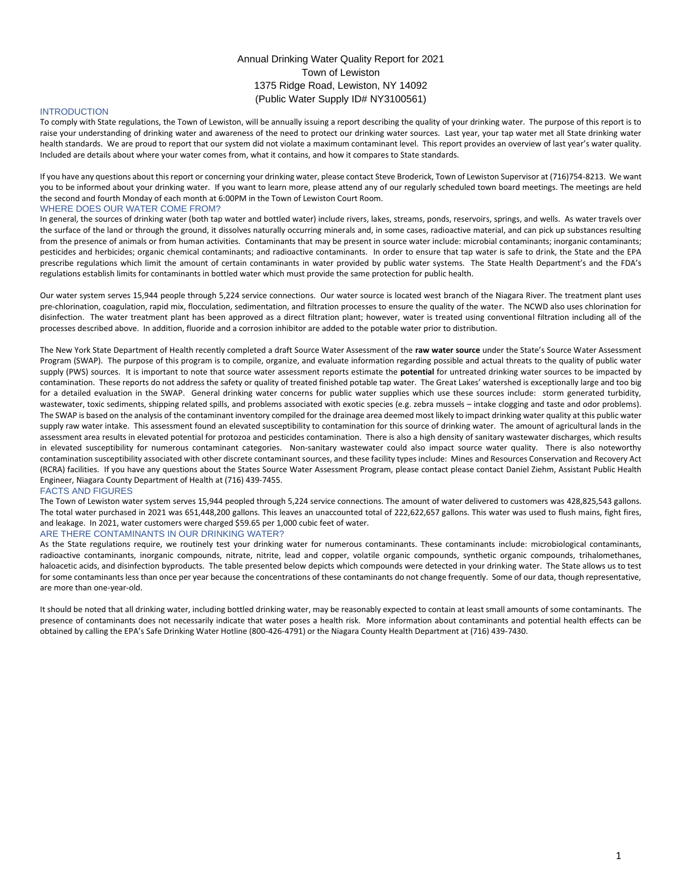# Annual Drinking Water Quality Report for 2021

Town of Lewiston

1375 Ridge Road, Lewiston, NY 14092

(Public Water Supply ID# NY3100561)

## INTRODUCTION

To comply with State regulations, the Town of Lewiston, will be annually issuing a report describing the quality of your drinking water. The purpose of this report is to raise your understanding of drinking water and awareness of the need to protect our drinking water sources. Last year, your tap water met all State drinking water health standards. We are proud to report that our system did not violate a maximum contaminant level. This report provides an overview of last year's water quality. Included are details about where your water comes from, what it contains, and how it compares to State standards.

If you have any questions about this report or concerning your drinking water, please contact Steve Broderick, Town of Lewiston Supervisor at (716)754-8213. We want you to be informed about your drinking water. If you want to learn more, please attend any of our regularly scheduled town board meetings. The meetings are held the second and fourth Monday of each month at 6:00PM in the Town of Lewiston Court Room.

## WHERE DOES OUR WATER COME FROM?

In general, the sources of drinking water (both tap water and bottled water) include rivers, lakes, streams, ponds, reservoirs, springs, and wells. As water travels over the surface of the land or through the ground, it dissolves naturally occurring minerals and, in some cases, radioactive material, and can pick up substances resulting from the presence of animals or from human activities. Contaminants that may be present in source water include: microbial contaminants; inorganic contaminants; pesticides and herbicides; organic chemical contaminants; and radioactive contaminants. In order to ensure that tap water is safe to drink, the State and the EPA prescribe regulations which limit the amount of certain contaminants in water provided by public water systems. The State Health Department's and the FDA's regulations establish limits for contaminants in bottled water which must provide the same protection for public health.

Our water system serves 15,944 people through 5,224 service connections. Our water source is located west branch of the Niagara River. The treatment plant uses pre-chlorination, coagulation, rapid mix, flocculation, sedimentation, and filtration processes to ensure the quality of the water. The NCWD also uses chlorination for disinfection. The water treatment plant has been approved as a direct filtration plant; however, water is treated using conventional filtration including all of the processes described above. In addition, fluoride and a corrosion inhibitor are added to the potable water prior to distribution.

The New York State Department of Health recently completed a draft Source Water Assessment of the **raw water source** under the State's Source Water Assessment Program (SWAP). The purpose of this program is to compile, organize, and evaluate information regarding possible and actual threats to the quality of public water supply (PWS) sources. It is important to note that source water assessment reports estimate the **potential** for untreated drinking water sources to be impacted by contamination. These reports do not address the safety or quality of treated finished potable tap water. The Great Lakes' watershed is exceptionally large and too big for a detailed evaluation in the SWAP. General drinking water concerns for public water supplies which use these sources include: storm generated turbidity, wastewater, toxic sediments, shipping related spills, and problems associated with exotic species (e.g. zebra mussels – intake clogging and taste and odor problems). The SWAP is based on the analysis of the contaminant inventory compiled for the drainage area deemed most likely to impact drinking water quality at this public water supply raw water intake. This assessment found an elevated susceptibility to contamination for this source of drinking water. The amount of agricultural lands in the assessment area results in elevated potential for protozoa and pesticides contamination. There is also a high density of sanitary wastewater discharges, which results in elevated susceptibility for numerous contaminant categories. Non-sanitary wastewater could also impact source water quality. There is also noteworthy contamination susceptibility associated with other discrete contaminant sources, and these facility types include: Mines and Resources Conservation and Recovery Act (RCRA) facilities. If you have any questions about the States Source Water Assessment Program, please contact please contact Daniel Ziehm, Assistant Public Health Engineer, Niagara County Department of Health at (716) 439-7455.

## FACTS AND FIGURES

The Town of Lewiston water system serves 15,944 peopled through 5,224 service connections. The amount of water delivered to customers was 428,825,543 gallons. The total water purchased in 2021 was 651,448,200 gallons. This leaves an unaccounted total of 222,622,657 gallons. This water was used to flush mains, fight fires, and leakage. In 2021, water customers were charged $59.65 per 1,000 cubic feet of water.

## ARE THERE CONTAMINANTS IN OUR DRINKING WATER?

As the State regulations require, we routinely test your drinking water for numerous contaminants. These contaminants include: microbiological contaminants, radioactive contaminants, inorganic compounds, nitrate, nitrite, lead and copper, volatile organic compounds, synthetic organic compounds, trihalomethanes, haloacetic acids, and disinfection byproducts. The table presented below depicts which compounds were detected in your drinking water. The State allows us to test for some contaminants less than once per year because the concentrations of these contaminants do not change frequently. Some of our data, though representative, are more than one-year-old.

It should be noted that all drinking water, including bottled drinking water, may be reasonably expected to contain at least small amounts of some contaminants. The presence of contaminants does not necessarily indicate that water poses a health risk. More information about contaminants and potential health effects can be obtained by calling the EPA's Safe Drinking Water Hotline (800-426-4791) or the Niagara County Health Department at (716) 439-7430.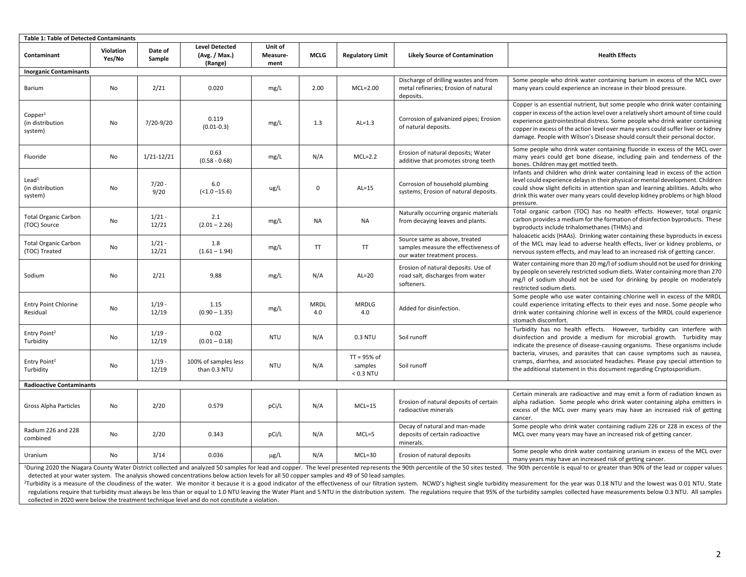**Table 1: Table of Detected Contaminants**

| Contaminant | Violation Yes/No | Date of Sample | Level Detected (Avg. / Max.) (Range) | Unit of Measure-ment | MCLG | Regulatory Limit | Likely Source of Contamination | Health Effects |
|---|---|---|---|---|---|---|---|---|
| **Inorganic Contaminants** | | | | | | | | |
| Barium | No | 2/21 | 0.020 | mg/L | 2.00 | MCL=2.00 | Discharge of drilling wastes and from metal refineries; Erosion of natural deposits. | Some people who drink water containing barium in excess of the MCL over many years could experience an increase in their blood pressure. |
| Copper[1] (in distribution system) | No | 7/20-9/20 | 0.119 (0.01-0.3) | mg/L | 1.3 | AL=1.3 | Corrosion of galvanized pipes; Erosion of natural deposits. | Copper is an essential nutrient, but some people who drink water containing copper in excess of the action level over a relatively short amount of time could experience gastrointestinal distress. Some people who drink water containing copper in excess of the action level over many years could suffer liver or kidney damage. People with Wilson's Disease should consult their personal doctor. |
| Fluoride | No | 1/21-12/21 | 0.63 (0.58 - 0.68) | mg/L | N/A | MCL=2.2 | Erosion of natural deposits; Water additive that promotes strong teeth | Some people who drink water containing fluoride in excess of the MCL over many years could get bone disease, including pain and tenderness of the bones. Children may get mottled teeth. |
| Lead[1] (in distribution system) | No | 7/20 - 9/20 | 6.0 (<1.0 –15.6) | ug/L | 0 | AL=15 | Corrosion of household plumbing systems; Erosion of natural deposits. | Infants and children who drink water containing lead in excess of the action level could experience delays in their physical or mental development. Children could show slight deficits in attention span and learning abilities. Adults who drink this water over many years could develop kidney problems or high blood pressure. |
| Total Organic Carbon (TOC) Source | No | 1/21 - 12/21 | 2.1 (2.01 – 2.26) | mg/L | NA | NA | Naturally occurring organic materials from decaying leaves and plants. | Total organic carbon (TOC) has no health effects. However, total organic carbon provides a medium for the formation of disinfection byproducts. These byproducts include trihalomethanes (THMs) and haloacetic acids (HAAs). Drinking water containing these byproducts in excess of the MCL may lead to adverse health effects, liver or kidney problems, or nervous system effects, and may lead to an increased risk of getting cancer. |
| Total Organic Carbon (TOC) Treated | No | 1/21 - 12/21 | 1.8 (1.61 – 1.94) | mg/L | TT | TT | Source same as above, treated samples measure the effectiveness of our water treatment process. | |
| Sodium | No | 2/21 | 9.88 | mg/L | N/A | AL=20 | Erosion of natural deposits. Use of road salt, discharges from water softeners. | Water containing more than 20 mg/l of sodium should not be used for drinking by people on severely restricted sodium diets. Water containing more than 270 mg/l of sodium should not be used for drinking by people on moderately restricted sodium diets. |
| Entry Point Chlorine Residual | No | 1/19 - 12/19 | 1.15 (0.90 – 1.35) | mg/L | MRDL 4.0 | MRDLG 4.0 | Added for disinfection. | Some people who use water containing chlorine well in excess of the MRDL could experience irritating effects to their eyes and nose. Some people who drink water containing chlorine well in excess of the MRDL could experience stomach discomfort. |
| Entry Point[2] Turbidity | No | 1/19 - 12/19 | 0.02 (0.01 – 0.18) | NTU | N/A | 0.3 NTU | Soil runoff | Turbidity has no health effects. However, turbidity can interfere with disinfection and provide a medium for microbial growth. Turbidity may indicate the presence of disease-causing organisms. These organisms include bacteria, viruses, and parasites that can cause symptoms such as nausea, cramps, diarrhea, and associated headaches. Please pay special attention to the additional statement in this document regarding Cryptosporidium. |
| Entry Point[2] Turbidity | No | 1/19 - 12/19 | 100% of samples less than 0.3 NTU | NTU | N/A | TT = 95% of samples < 0.3 NTU | Soil runoff | |
| **Radioactive Contaminants** | | | | | | | | |
| Gross Alpha Particles | No | 2/20 | 0.579 | pCi/L | N/A | MCL=15 | Erosion of natural deposits of certain radioactive minerals | Certain minerals are radioactive and may emit a form of radiation known as alpha radiation. Some people who drink water containing alpha emitters in excess of the MCL over many years may have an increased risk of getting cancer. |
| Radium 226 and 228 combined | No | 2/20 | 0.343 | pCi/L | N/A | MCL=5 | Decay of natural and man-made deposits of certain radioactive minerals. | Some people who drink water containing radium 226 or 228 in excess of the MCL over many years may have an increased risk of getting cancer. |
| Uranium | No | 3/14 | 0.036 | μg/L | N/A | MCL=30 | Erosion of natural deposits | Some people who drink water containing uranium in excess of the MCL over many years may have an increased risk of getting cancer. |

[1]During 2020 the Niagara County Water District collected and analyzed 50 samples for lead and copper. The level presented represents the 90th percentile of the 50 sites tested. The 90th percentile is equal to or greater than 90% of the lead or copper values detected at your water system. The analysis showed concentrations below action levels for all 50 copper samples and 49 of 50 lead samples.

[2]Turbidity is a measure of the cloudiness of the water. We monitor it because it is a good indicator of the effectiveness of our filtration system. NCWD's highest single turbidity measurement for the year was 0.18 NTU and the lowest was 0.01 NTU. State regulations require that turbidity must always be less than or equal to 1.0 NTU leaving the Water Plant and 5 NTU in the distribution system. The regulations require that 95% of the turbidity samples collected have measurements below 0.3 NTU. All samples collected in 2020 were below the treatment technique level and do not constitute a violation.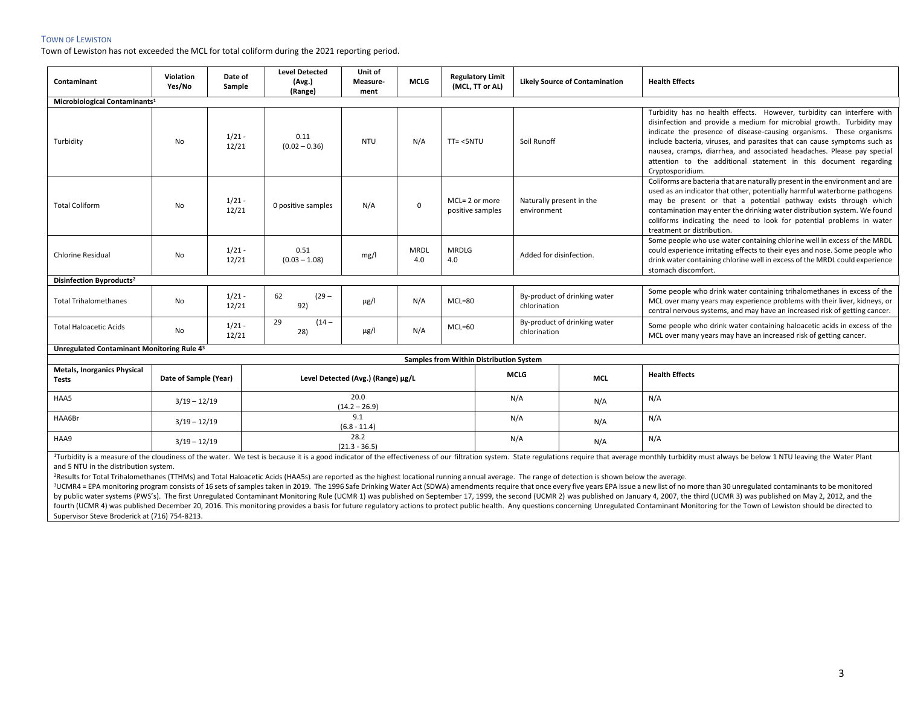## Town of Lewiston

Town of Lewiston has not exceeded the MCL for total coliform during the 2021 reporting period.

| Contaminant | Violation Yes/No | Date of Sample | Level Detected (Avg.) (Range) | Unit of Measure-ment | MCLG | Regulatory Limit (MCL, TT or AL) | Likely Source of Contamination | Health Effects |
|---|---|---|---|---|---|---|---|---|
| **Microbiological Contaminants[1]** | | | | | | | | |
| Turbidity | No | 1/21 - 12/21 | 0.11 (0.02 – 0.36) | NTU | N/A | TT= <5NTU | Soil Runoff | Turbidity has no health effects. However, turbidity can interfere with disinfection and provide a medium for microbial growth. Turbidity may indicate the presence of disease-causing organisms. These organisms include bacteria, viruses, and parasites that can cause symptoms such as nausea, cramps, diarrhea, and associated headaches. Please pay special attention to the additional statement in this document regarding Cryptosporidium. |
| Total Coliform | No | 1/21 - 12/21 | 0 positive samples | N/A | 0 | MCL= 2 or more positive samples | Naturally present in the environment | Coliforms are bacteria that are naturally present in the environment and are used as an indicator that other, potentially harmful waterborne pathogens may be present or that a potential pathway exists through which contamination may enter the drinking water distribution system. We found coliforms indicating the need to look for potential problems in water treatment or distribution. |
| Chlorine Residual | No | 1/21 - 12/21 | 0.51 (0.03 – 1.08) | mg/l | MRDL 4.0 | MRDLG 4.0 | Added for disinfection. | Some people who use water containing chlorine well in excess of the MRDL could experience irritating effects to their eyes and nose. Some people who drink water containing chlorine well in excess of the MRDL could experience stomach discomfort. |
| **Disinfection Byproducts[2]** | | | | | | | | |
| Total Trihalomethanes | No | 1/21 - 12/21 | 62 (29 – 92) | µg/l | N/A | MCL=80 | By-product of drinking water chlorination | Some people who drink water containing trihalomethanes in excess of the MCL over many years may experience problems with their liver, kidneys, or central nervous systems, and may have an increased risk of getting cancer. |
| Total Haloacetic Acids | No | 1/21 - 12/21 | 29 (14 – 28) | µg/l | N/A | MCL=60 | By-product of drinking water chlorination | Some people who drink water containing haloacetic acids in excess of the MCL over many years may have an increased risk of getting cancer. |

**Unregulated Contaminant Monitoring Rule 4[3]**

**Samples from Within Distribution System**

| Metals, Inorganics Physical Tests | Date of Sample (Year) | Level Detected (Avg.) (Range) µg/L | MCLG | MCL | Health Effects |
|---|---|---|---|---|---|
| HAA5 | 3/19 – 12/19 | 20.0 (14.2 – 26.9) | N/A | N/A | N/A |
| HAA6Br | 3/19 – 12/19 | 9.1 (6.8 - 11.4) | N/A | N/A | N/A |
| HAA9 | 3/19 – 12/19 | 28.2 (21.3 - 36.5) | N/A | N/A | N/A |

[1]Turbidity is a measure of the cloudiness of the water. We test is because it is a good indicator of the effectiveness of our filtration system. State regulations require that average monthly turbidity must always be below 1 NTU leaving the Water Plant and 5 NTU in the distribution system.

[2]Results for Total Trihalomethanes (TTHMs) and Total Haloacetic Acids (HAA5s) are reported as the highest locational running annual average. The range of detection is shown below the average.

[3]UCMR4 = EPA monitoring program consists of 16 sets of samples taken in 2019. The 1996 Safe Drinking Water Act (SDWA) amendments require that once every five years EPA issue a new list of no more than 30 unregulated contaminants to be monitored by public water systems (PWS's). The first Unregulated Contaminant Monitoring Rule (UCMR 1) was published on September 17, 1999, the second (UCMR 2) was published on January 4, 2007, the third (UCMR 3) was published on May 2, 2012, and the fourth (UCMR 4) was published December 20, 2016. This monitoring provides a basis for future regulatory actions to protect public health. Any questions concerning Unregulated Contaminant Monitoring for the Town of Lewiston should be directed to Supervisor Steve Broderick at (716) 754-8213.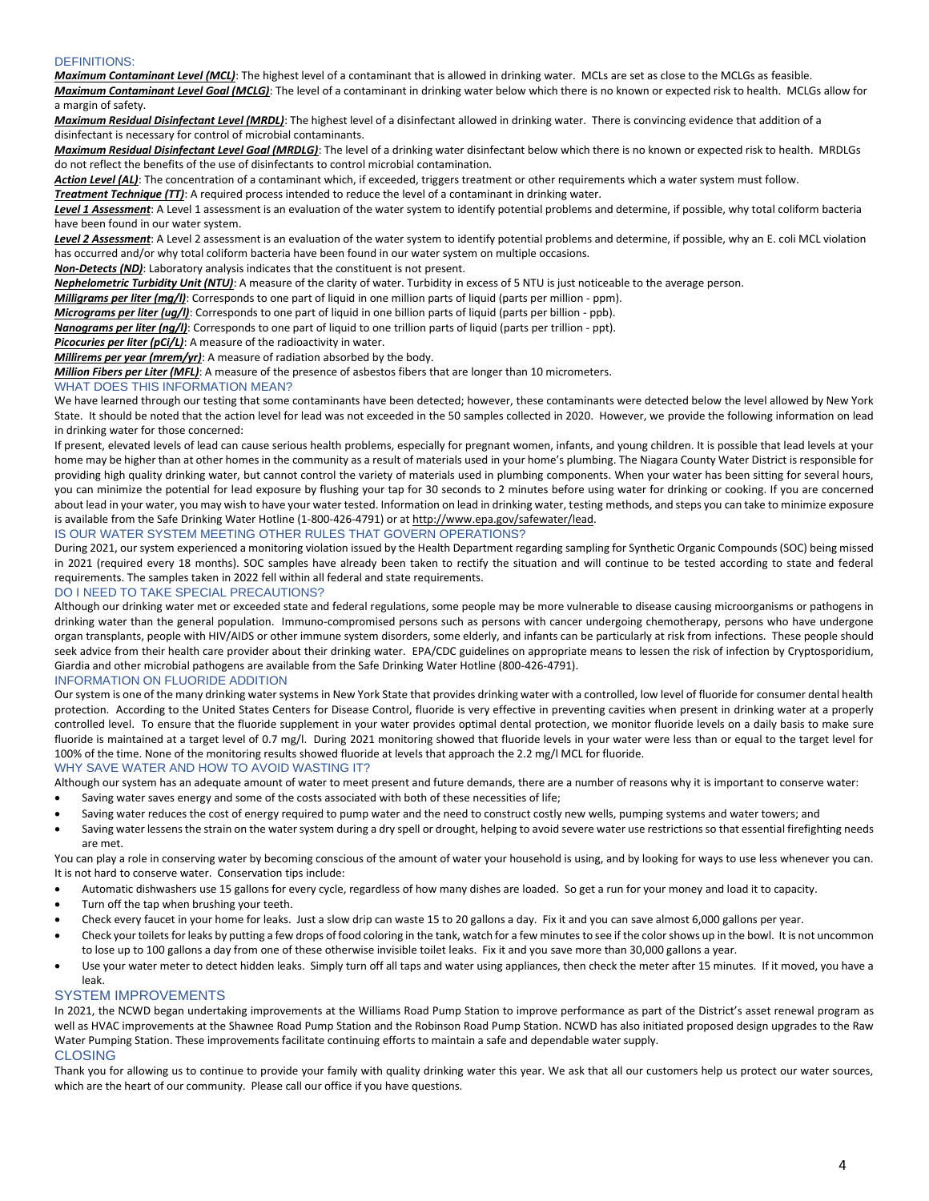## DEFINITIONS:

***Maximum Contaminant Level (MCL)***: The highest level of a contaminant that is allowed in drinking water. MCLs are set as close to the MCLGs as feasible.

***Maximum Contaminant Level Goal (MCLG)***: The level of a contaminant in drinking water below which there is no known or expected risk to health. MCLGs allow for a margin of safety.

***Maximum Residual Disinfectant Level (MRDL)***: The highest level of a disinfectant allowed in drinking water. There is convincing evidence that addition of a disinfectant is necessary for control of microbial contaminants.

***Maximum Residual Disinfectant Level Goal (MRDLG)***: The level of a drinking water disinfectant below which there is no known or expected risk to health. MRDLGs do not reflect the benefits of the use of disinfectants to control microbial contamination.

***Action Level (AL)***: The concentration of a contaminant which, if exceeded, triggers treatment or other requirements which a water system must follow.

***Treatment Technique (TT)***: A required process intended to reduce the level of a contaminant in drinking water.

***Level 1 Assessment***: A Level 1 assessment is an evaluation of the water system to identify potential problems and determine, if possible, why total coliform bacteria have been found in our water system.

***Level 2 Assessment***: A Level 2 assessment is an evaluation of the water system to identify potential problems and determine, if possible, why an E. coli MCL violation has occurred and/or why total coliform bacteria have been found in our water system on multiple occasions.

***Non-Detects (ND)***: Laboratory analysis indicates that the constituent is not present.

***Nephelometric Turbidity Unit (NTU)***: A measure of the clarity of water. Turbidity in excess of 5 NTU is just noticeable to the average person.

***Milligrams per liter (mg/l)***: Corresponds to one part of liquid in one million parts of liquid (parts per million - ppm).

***Micrograms per liter (ug/l)***: Corresponds to one part of liquid in one billion parts of liquid (parts per billion - ppb).

***Nanograms per liter (ng/l)***: Corresponds to one part of liquid to one trillion parts of liquid (parts per trillion - ppt).

***Picocuries per liter (pCi/L)***: A measure of the radioactivity in water.

***Millirems per year (mrem/yr)***: A measure of radiation absorbed by the body.

***Million Fibers per Liter (MFL)***: A measure of the presence of asbestos fibers that are longer than 10 micrometers.

## WHAT DOES THIS INFORMATION MEAN?

We have learned through our testing that some contaminants have been detected; however, these contaminants were detected below the level allowed by New York State. It should be noted that the action level for lead was not exceeded in the 50 samples collected in 2020. However, we provide the following information on lead in drinking water for those concerned:

If present, elevated levels of lead can cause serious health problems, especially for pregnant women, infants, and young children. It is possible that lead levels at your home may be higher than at other homes in the community as a result of materials used in your home's plumbing. The Niagara County Water District is responsible for providing high quality drinking water, but cannot control the variety of materials used in plumbing components. When your water has been sitting for several hours, you can minimize the potential for lead exposure by flushing your tap for 30 seconds to 2 minutes before using water for drinking or cooking. If you are concerned about lead in your water, you may wish to have your water tested. Information on lead in drinking water, testing methods, and steps you can take to minimize exposure is available from the Safe Drinking Water Hotline (1-800-426-4791) or at http://www.epa.gov/safewater/lead.

## IS OUR WATER SYSTEM MEETING OTHER RULES THAT GOVERN OPERATIONS?

During 2021, our system experienced a monitoring violation issued by the Health Department regarding sampling for Synthetic Organic Compounds (SOC) being missed in 2021 (required every 18 months). SOC samples have already been taken to rectify the situation and will continue to be tested according to state and federal requirements. The samples taken in 2022 fell within all federal and state requirements.

## DO I NEED TO TAKE SPECIAL PRECAUTIONS?

Although our drinking water met or exceeded state and federal regulations, some people may be more vulnerable to disease causing microorganisms or pathogens in drinking water than the general population. Immuno-compromised persons such as persons with cancer undergoing chemotherapy, persons who have undergone organ transplants, people with HIV/AIDS or other immune system disorders, some elderly, and infants can be particularly at risk from infections. These people should seek advice from their health care provider about their drinking water. EPA/CDC guidelines on appropriate means to lessen the risk of infection by Cryptosporidium, Giardia and other microbial pathogens are available from the Safe Drinking Water Hotline (800-426-4791).

## INFORMATION ON FLUORIDE ADDITION

Our system is one of the many drinking water systems in New York State that provides drinking water with a controlled, low level of fluoride for consumer dental health protection. According to the United States Centers for Disease Control, fluoride is very effective in preventing cavities when present in drinking water at a properly controlled level. To ensure that the fluoride supplement in your water provides optimal dental protection, we monitor fluoride levels on a daily basis to make sure fluoride is maintained at a target level of 0.7 mg/l. During 2021 monitoring showed that fluoride levels in your water were less than or equal to the target level for 100% of the time. None of the monitoring results showed fluoride at levels that approach the 2.2 mg/l MCL for fluoride.

## WHY SAVE WATER AND HOW TO AVOID WASTING IT?

Although our system has an adequate amount of water to meet present and future demands, there are a number of reasons why it is important to conserve water:

- Saving water saves energy and some of the costs associated with both of these necessities of life;
- Saving water reduces the cost of energy required to pump water and the need to construct costly new wells, pumping systems and water towers; and
- Saving water lessens the strain on the water system during a dry spell or drought, helping to avoid severe water use restrictions so that essential firefighting needs are met.

You can play a role in conserving water by becoming conscious of the amount of water your household is using, and by looking for ways to use less whenever you can. It is not hard to conserve water. Conservation tips include:

- Automatic dishwashers use 15 gallons for every cycle, regardless of how many dishes are loaded. So get a run for your money and load it to capacity.
- Turn off the tap when brushing your teeth.
- Check every faucet in your home for leaks. Just a slow drip can waste 15 to 20 gallons a day. Fix it and you can save almost 6,000 gallons per year.
- Check your toilets for leaks by putting a few drops of food coloring in the tank, watch for a few minutes to see if the color shows up in the bowl. It is not uncommon to lose up to 100 gallons a day from one of these otherwise invisible toilet leaks. Fix it and you save more than 30,000 gallons a year.
- Use your water meter to detect hidden leaks. Simply turn off all taps and water using appliances, then check the meter after 15 minutes. If it moved, you have a leak.

## SYSTEM IMPROVEMENTS

In 2021, the NCWD began undertaking improvements at the Williams Road Pump Station to improve performance as part of the District's asset renewal program as well as HVAC improvements at the Shawnee Road Pump Station and the Robinson Road Pump Station. NCWD has also initiated proposed design upgrades to the Raw Water Pumping Station. These improvements facilitate continuing efforts to maintain a safe and dependable water supply.

## CLOSING

Thank you for allowing us to continue to provide your family with quality drinking water this year. We ask that all our customers help us protect our water sources, which are the heart of our community. Please call our office if you have questions.